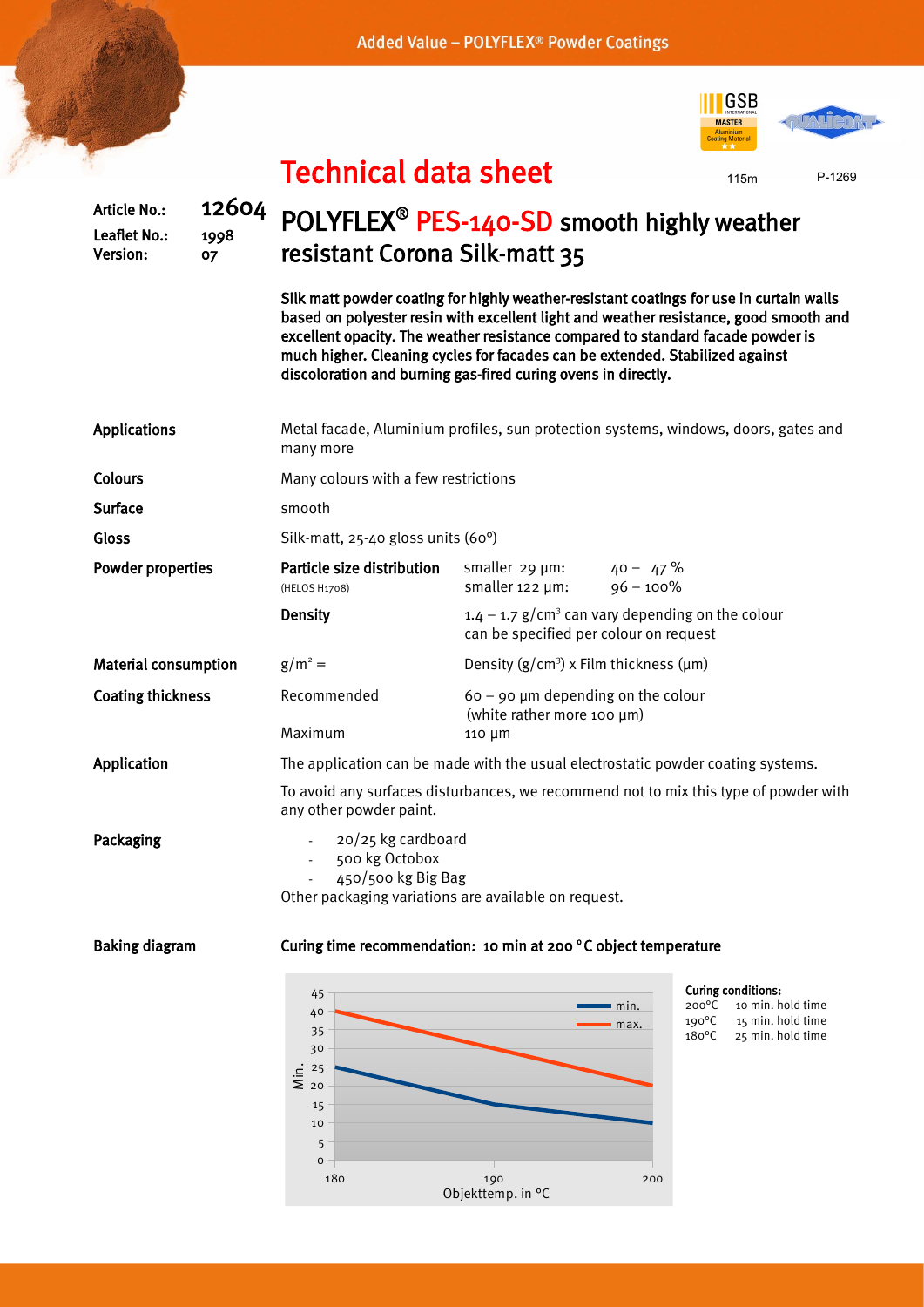Added Value – POLYFLEX® Powder Coatings

# Technical data sheet

115m P-1269

| | |
|---|---|
| Article No.: | 12604 |
| Leaflet No.: | 1998 |
| Version: | 07 |

## POLYFLEX® PES-140-SD smooth highly weather resistant Corona Silk-matt 35

**Silk matt powder coating for highly weather-resistant coatings for use in curtain walls based on polyester resin with excellent light and weather resistance, good smooth and excellent opacity. The weather resistance compared to standard facade powder is much higher. Cleaning cycles for facades can be extended. Stabilized against discoloration and burning gas-fired curing ovens in directly.**

**Applications**
Metal facade, Aluminium profiles, sun protection systems, windows, doors, gates and many more

**Colours**
Many colours with a few restrictions

**Surface**
smooth

**Gloss**
Silk-matt, 25-40 gloss units (60°)

**Powder properties**

| | | |
|---|---|---|
| **Particle size distribution** (HELOS H1708) | smaller 29 µm: | 40 – 47 % |
| | smaller 122 µm: | 96 – 100% |
| **Density** | 1.4 – 1.7 g/cm³ can vary depending on the colour can be specified per colour on request | |

**Material consumption**
g/m² = Density (g/cm³) x Film thickness (µm)

**Coating thickness**

| | |
|---|---|
| Recommended | 60 – 90 µm depending on the colour (white rather more 100 µm) |
| Maximum | 110 µm |

**Application**
The application can be made with the usual electrostatic powder coating systems.

To avoid any surfaces disturbances, we recommend not to mix this type of powder with any other powder paint.

**Packaging**
- 20/25 kg cardboard
- 500 kg Octobox
- 450/500 kg Big Bag

Other packaging variations are available on request.

**Baking diagram**

**Curing time recommendation: 10 min at 200 °C object temperature**

| Objekttemp. in °C | min. (Min.) | max. (Min.) |
|---|---|---|
| 180 | 25 | 40 |
| 190 | 15 | 30 |
| 200 | 10 | 20 |

**Curing conditions:**

| | |
|---|---|
| 200°C | 10 min. hold time |
| 190°C | 15 min. hold time |
| 180°C | 25 min. hold time |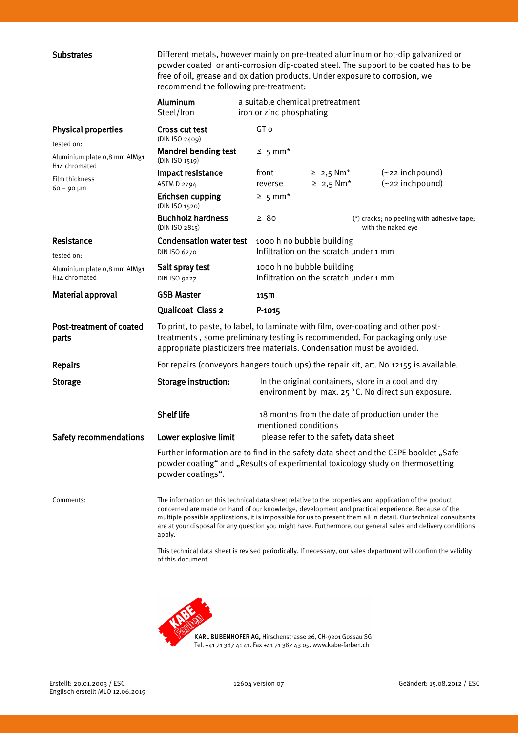**Substrates**

Different metals, however mainly on pre-treated aluminum or hot-dip galvanized or powder coated or anti-corrosion dip-coated steel. The support to be coated has to be free of oil, grease and oxidation products. Under exposure to corrosion, we recommend the following pre-treatment:

| | |
|---|---|
| **Aluminum** | a suitable chemical pretreatment |
| Steel/Iron | iron or zinc phosphating |

**Physical properties**

tested on:

Aluminium plate 0,8 mm AlMg1 H14 chromated

Film thickness 60 – 90 µm

| | | | |
|---|---|---|---|
| **Cross cut test** (DIN ISO 2409) | GT 0 | | |
| **Mandrel bending test** (DIN ISO 1519) | ≤ 5 mm* | | |
| **Impact resistance** ASTM D 2794 | front | ≥ 2,5 Nm* | (~22 inchpound) |
| | reverse | ≥ 2,5 Nm* | (~22 inchpound) |
| **Erichsen cupping** (DIN ISO 1520) | ≥ 5 mm* | | |
| **Buchholz hardness** (DIN ISO 2815) | ≥ 80 | | |

(*) cracks; no peeling with adhesive tape; with the naked eye

**Resistance**

tested on:

Aluminium plate 0,8 mm AlMg1 H14 chromated

| | |
|---|---|
| **Condensation water test** DIN ISO 6270 | 1000 h no bubble building<br>Infiltration on the scratch under 1 mm |
| **Salt spray test** DIN ISO 9227 | 1000 h no bubble building<br>Infiltration on the scratch under 1 mm |

**Material approval**

| | |
|---|---|
| **GSB Master** | **115m** |
| **Qualicoat Class 2** | **P-1015** |

**Post-treatment of coated parts**

To print, to paste, to label, to laminate with film, over-coating and other post-treatments , some preliminary testing is recommended. For packaging only use appropriate plasticizers free materials. Condensation must be avoided.

**Repairs**

For repairs (conveyors hangers touch ups) the repair kit, art. No 12155 is available.

**Storage**

| | |
|---|---|
| **Storage instruction:** | In the original containers, store in a cool and dry environment by max. 25 °C. No direct sun exposure. |
| **Shelf life** | 18 months from the date of production under the mentioned conditions |

**Safety recommendations**

**Lower explosive limit** please refer to the safety data sheet

Further information are to find in the safety data sheet and the CEPE booklet „Safe powder coating" and „Results of experimental toxicology study on thermosetting powder coatings".

Comments:

The information on this technical data sheet relative to the properties and application of the product concerned are made on hand of our knowledge, development and practical experience. Because of the multiple possible applications, it is impossible for us to present them all in detail. Our technical consultants are at your disposal for any question you might have. Furthermore, our general sales and delivery conditions apply.

This technical data sheet is revised periodically. If necessary, our sales department will confirm the validity of this document.

KABE Farben

**KARL BUBENHOFER AG,** Hirschenstrasse 26, CH-9201 Gossau SG
Tel. +41 71 387 41 41, Fax +41 71 387 43 05, www.kabe-farben.ch

Erstellt: 20.01.2003 / ESC
Englisch erstellt MLO 12.06.2019

12604 version 07

Geändert: 15.08.2012 / ESC